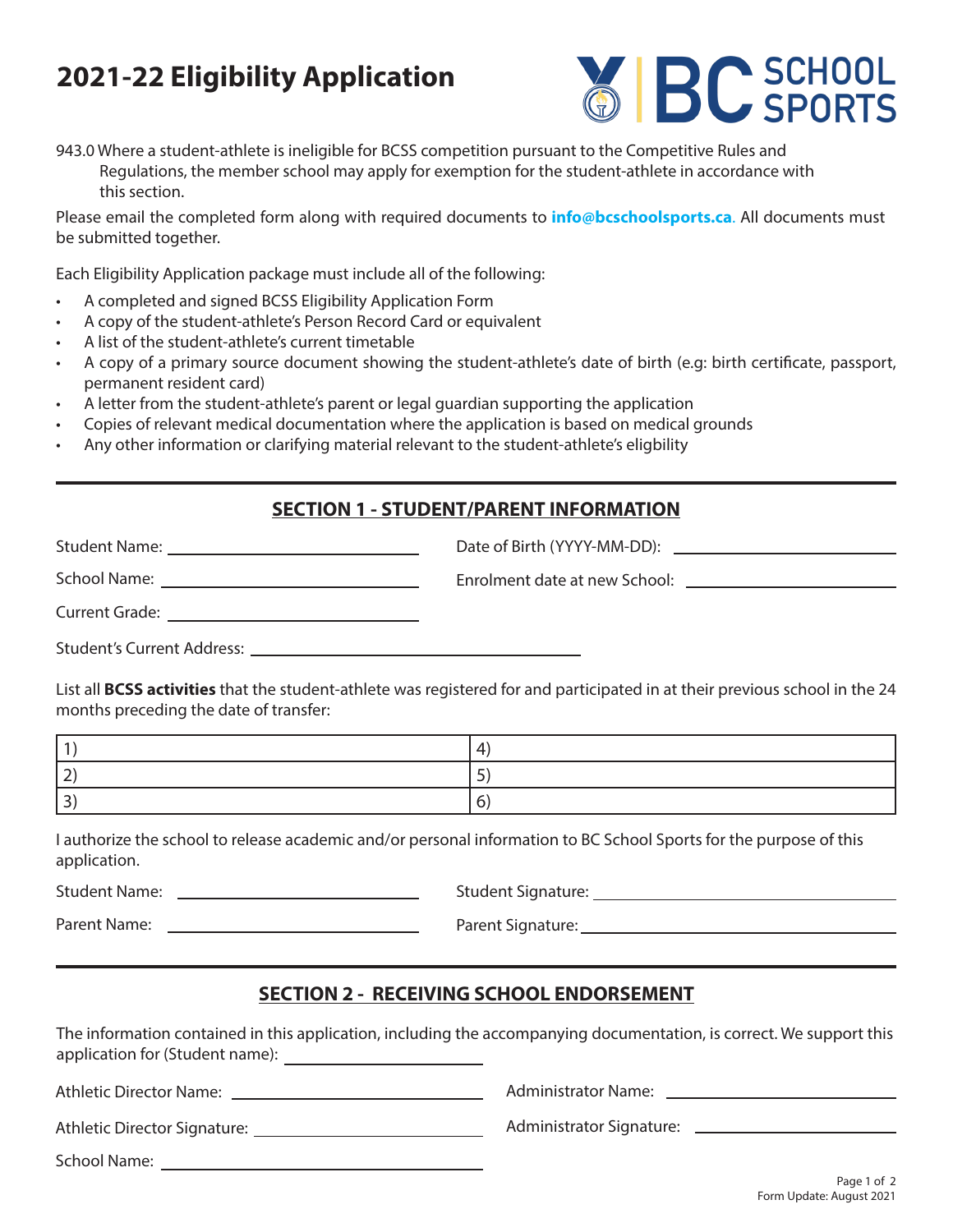# 2021-22 Eligibility Application

943.0 Where a student-athlete is ineligible for BCSS competition pursuant to the Competitive Rules and Regulations, the member school may apply for exemption for the student-athlete in accordance with this section.

Please email the completed form along with required documents to **info@bcschoolsports.ca**. All documents must be submitted together.

Each Eligibility Application package must include all of the following:

- A completed and signed BCSS Eligibility Application Form
- A copy of the student-athlete's Person Record Card or equivalent
- A list of the student-athlete's current timetable
- A copy of a primary source document showing the student-athlete's date of birth (e.g: birth certificate, passport, permanent resident card)
- A letter from the student-athlete's parent or legal guardian supporting the application
- Copies of relevant medical documentation where the application is based on medical grounds
- Any other information or clarifying material relevant to the student-athlete's eligbility

## SECTION 1 - STUDENT/PARENT INFORMATION

Student Name: ____________________ Date of Birth (YYYY-MM-DD): ____________________

School Name: ____________________ Enrolment date at new School: ____________________

Current Grade: ____________________

Student's Current Address: ____________________

List all **BCSS activities** that the student-athlete was registered for and participated in at their previous school in the 24 months preceding the date of transfer:

| | |
|---|---|
| 1) | 4) |
| 2) | 5) |
| 3) | 6) |

I authorize the school to release academic and/or personal information to BC School Sports for the purpose of this application.

Student Name: ____________________ Student Signature: ____________________

Parent Name: ____________________ Parent Signature: ____________________

## SECTION 2 - RECEIVING SCHOOL ENDORSEMENT

The information contained in this application, including the accompanying documentation, is correct. We support this application for (Student name): ____________________

Athletic Director Name: ____________________ Administrator Name: ____________________

Athletic Director Signature: ____________________ Administrator Signature: ____________________

School Name: ____________________

Form Update: August 2021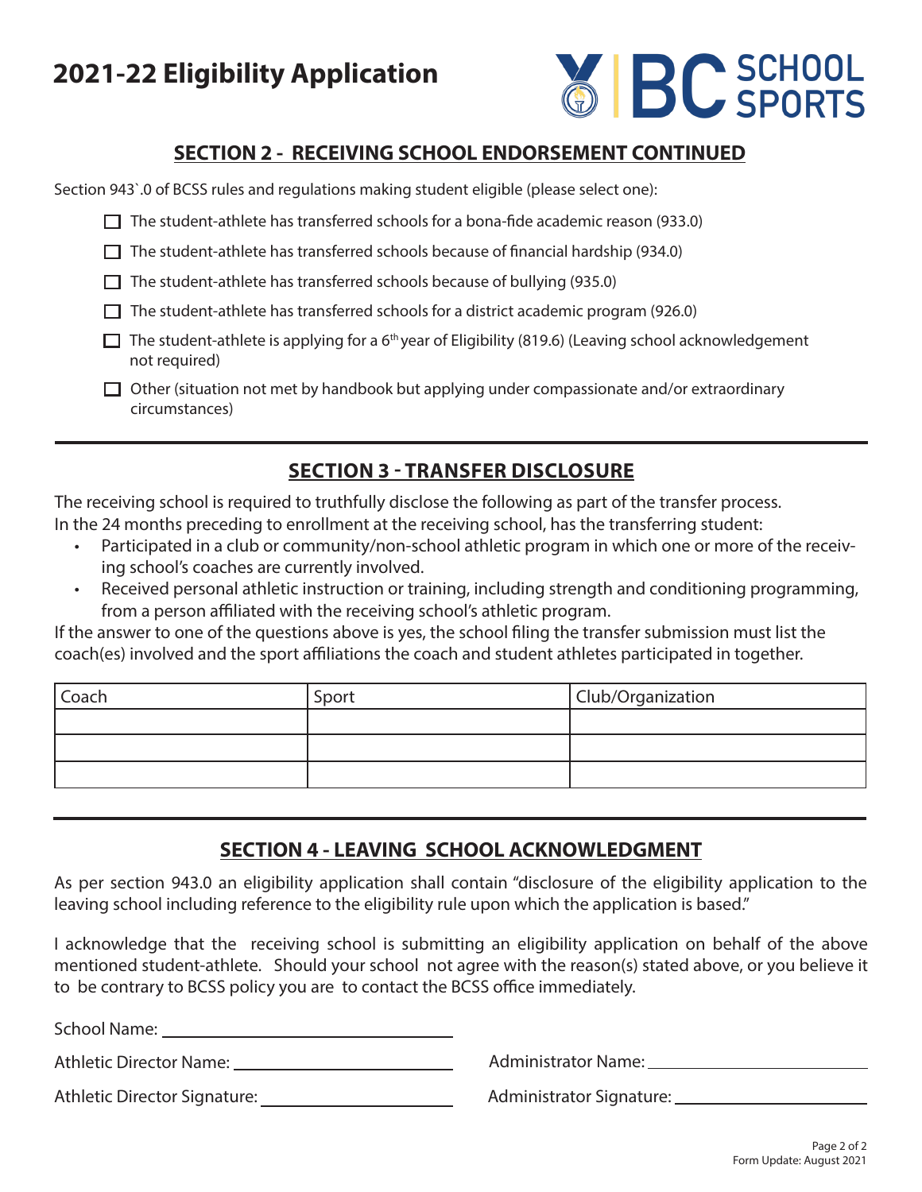# 2021-22 Eligibility Application

BC SCHOOL SPORTS

## SECTION 2 - RECEIVING SCHOOL ENDORSEMENT CONTINUED

Section 943`.0 of BCSS rules and regulations making student eligible (please select one):

- ☐ The student-athlete has transferred schools for a bona-fide academic reason (933.0)
- ☐ The student-athlete has transferred schools because of financial hardship (934.0)
- ☐ The student-athlete has transferred schools because of bullying (935.0)
- ☐ The student-athlete has transferred schools for a district academic program (926.0)
- ☐ The student-athlete is applying for a 6th year of Eligibility (819.6) (Leaving school acknowledgement not required)
- ☐ Other (situation not met by handbook but applying under compassionate and/or extraordinary circumstances)

## SECTION 3 - TRANSFER DISCLOSURE

The receiving school is required to truthfully disclose the following as part of the transfer process. In the 24 months preceding to enrollment at the receiving school, has the transferring student:

- Participated in a club or community/non-school athletic program in which one or more of the receiving school's coaches are currently involved.
- Received personal athletic instruction or training, including strength and conditioning programming, from a person affiliated with the receiving school's athletic program.

If the answer to one of the questions above is yes, the school filing the transfer submission must list the coach(es) involved and the sport affiliations the coach and student athletes participated in together.

| Coach | Sport | Club/Organization |
|---|---|---|
| | | |
| | | |
| | | |

## SECTION 4 - LEAVING SCHOOL ACKNOWLEDGMENT

As per section 943.0 an eligibility application shall contain "disclosure of the eligibility application to the leaving school including reference to the eligibility rule upon which the application is based."

I acknowledge that the receiving school is submitting an eligibility application on behalf of the above mentioned student-athlete. Should your school not agree with the reason(s) stated above, or you believe it to be contrary to BCSS policy you are to contact the BCSS office immediately.

School Name: ______________________

Athletic Director Name: ______________________ Administrator Name: ______________________

Athletic Director Signature: ______________________ Administrator Signature: ______________________

Form Update: August 2021